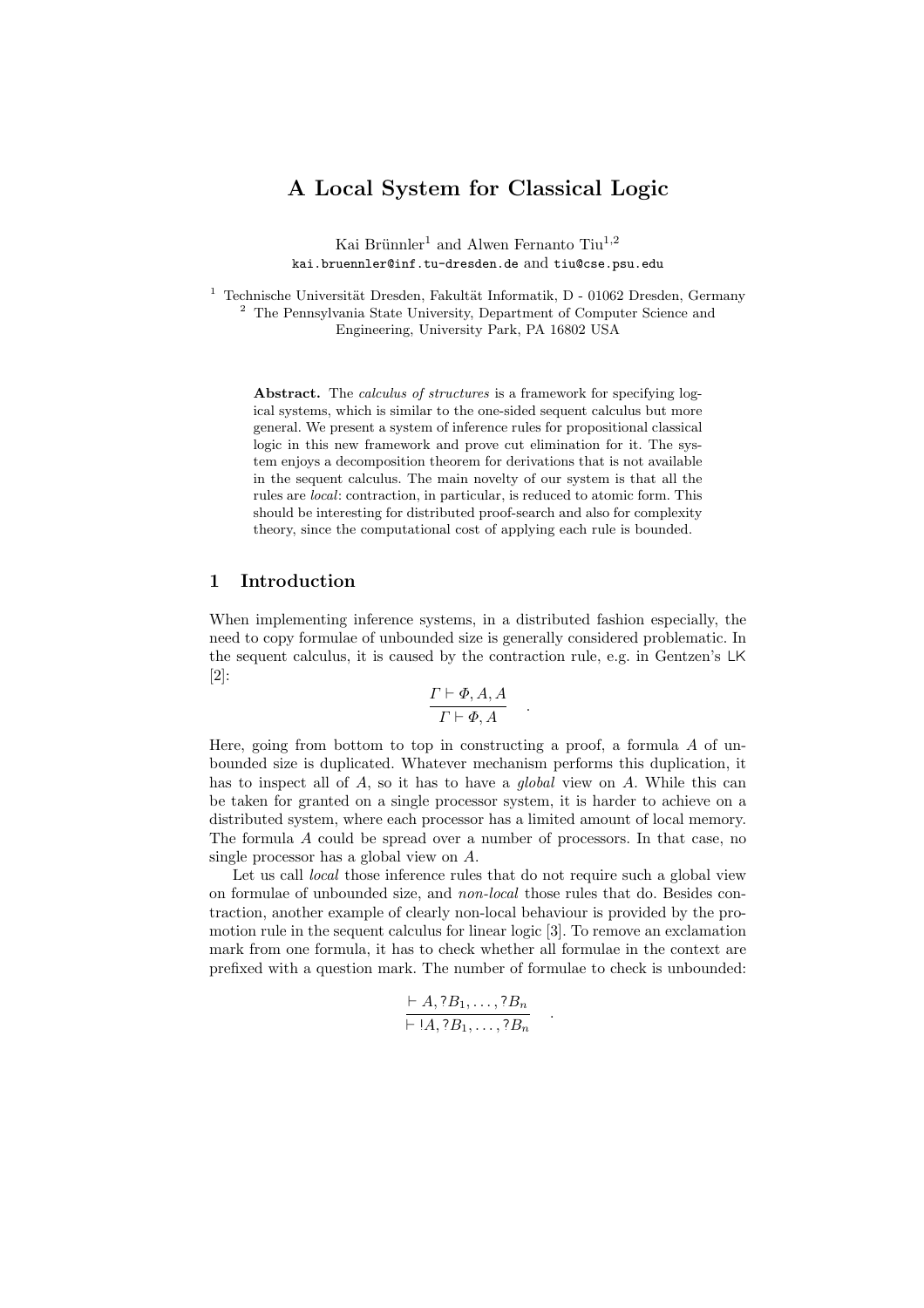# A Local System for Classical Logic

Kai Brünnler[1] and Alwen Fernanto Tiu[1,2]
kai.bruennler@inf.tu-dresden.de and tiu@cse.psu.edu

[1] Technische Universität Dresden, Fakultät Informatik, D - 01062 Dresden, Germany
[2] The Pennsylvania State University, Department of Computer Science and Engineering, University Park, PA 16802 USA

**Abstract.** The *calculus of structures* is a framework for specifying logical systems, which is similar to the one-sided sequent calculus but more general. We present a system of inference rules for propositional classical logic in this new framework and prove cut elimination for it. The system enjoys a decomposition theorem for derivations that is not available in the sequent calculus. The main novelty of our system is that all the rules are *local*: contraction, in particular, is reduced to atomic form. This should be interesting for distributed proof-search and also for complexity theory, since the computational cost of applying each rule is bounded.

## 1 Introduction

When implementing inference systems, in a distributed fashion especially, the need to copy formulae of unbounded size is generally considered problematic. In the sequent calculus, it is caused by the contraction rule, e.g. in Gentzen's LK [2]:

$$\frac{\Gamma \vdash \Phi, A, A}{\Gamma \vdash \Phi, A} \quad .$$

Here, going from bottom to top in constructing a proof, a formula $A$ of unbounded size is duplicated. Whatever mechanism performs this duplication, it has to inspect all of $A$, so it has to have a *global* view on $A$. While this can be taken for granted on a single processor system, it is harder to achieve on a distributed system, where each processor has a limited amount of local memory. The formula $A$ could be spread over a number of processors. In that case, no single processor has a global view on $A$.

Let us call *local* those inference rules that do not require such a global view on formulae of unbounded size, and *non-local* those rules that do. Besides contraction, another example of clearly non-local behaviour is provided by the promotion rule in the sequent calculus for linear logic [3]. To remove an exclamation mark from one formula, it has to check whether all formulae in the context are prefixed with a question mark. The number of formulae to check is unbounded:

$$\frac{\vdash A, ?B_1, \ldots, ?B_n}{\vdash !A, ?B_1, \ldots, ?B_n} \quad .$$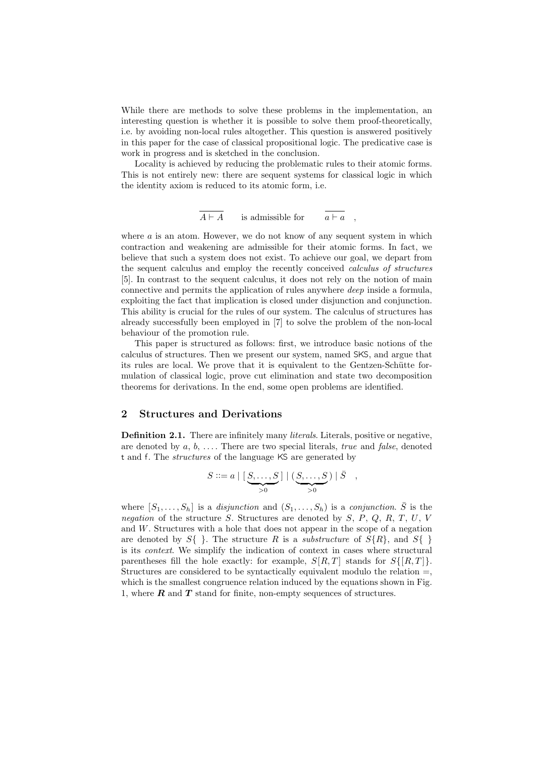While there are methods to solve these problems in the implementation, an interesting question is whether it is possible to solve them proof-theoretically, i.e. by avoiding non-local rules altogether. This question is answered positively in this paper for the case of classical propositional logic. The predicative case is work in progress and is sketched in the conclusion.

Locality is achieved by reducing the problematic rules to their atomic forms. This is not entirely new: there are sequent systems for classical logic in which the identity axiom is reduced to its atomic form, i.e.

$$\overline{A \vdash A} \quad \text{is admissible for} \quad \overline{a \vdash a} \quad ,$$

where $a$ is an atom. However, we do not know of any sequent system in which contraction and weakening are admissible for their atomic forms. In fact, we believe that such a system does not exist. To achieve our goal, we depart from the sequent calculus and employ the recently conceived *calculus of structures* [5]. In contrast to the sequent calculus, it does not rely on the notion of main connective and permits the application of rules anywhere *deep* inside a formula, exploiting the fact that implication is closed under disjunction and conjunction. This ability is crucial for the rules of our system. The calculus of structures has already successfully been employed in [7] to solve the problem of the non-local behaviour of the promotion rule.

This paper is structured as follows: first, we introduce basic notions of the calculus of structures. Then we present our system, named SKS, and argue that its rules are local. We prove that it is equivalent to the Gentzen-Schütte formulation of classical logic, prove cut elimination and state two decomposition theorems for derivations. In the end, some open problems are identified.

## 2 Structures and Derivations

**Definition 2.1.** There are infinitely many *literals*. Literals, positive or negative, are denoted by $a$, $b$, .... There are two special literals, *true* and *false*, denoted $\mathsf{t}$ and $\mathsf{f}$. The *structures* of the language KS are generated by

$$S ::= a \mid [\underbrace{S, \dots, S}_{>0}] \mid (\underbrace{S, \dots, S}_{>0}) \mid \bar{S} \quad ,$$

where $[S_1, \dots, S_h]$ is a *disjunction* and $(S_1, \dots, S_h)$ is a *conjunction*. $\bar{S}$ is the *negation* of the structure $S$. Structures are denoted by $S$, $P$, $Q$, $R$, $T$, $U$, $V$ and $W$. Structures with a hole that does not appear in the scope of a negation are denoted by $S\{\ \}$. The structure $R$ is a *substructure* of $S\{R\}$, and $S\{\ \}$ is its *context*. We simplify the indication of context in cases where structural parentheses fill the hole exactly: for example, $S[R, T]$ stands for $S\{[R, T]\}$. Structures are considered to be syntactically equivalent modulo the relation $=$, which is the smallest congruence relation induced by the equations shown in Fig. 1, where $\boldsymbol{R}$ and $\boldsymbol{T}$ stand for finite, non-empty sequences of structures.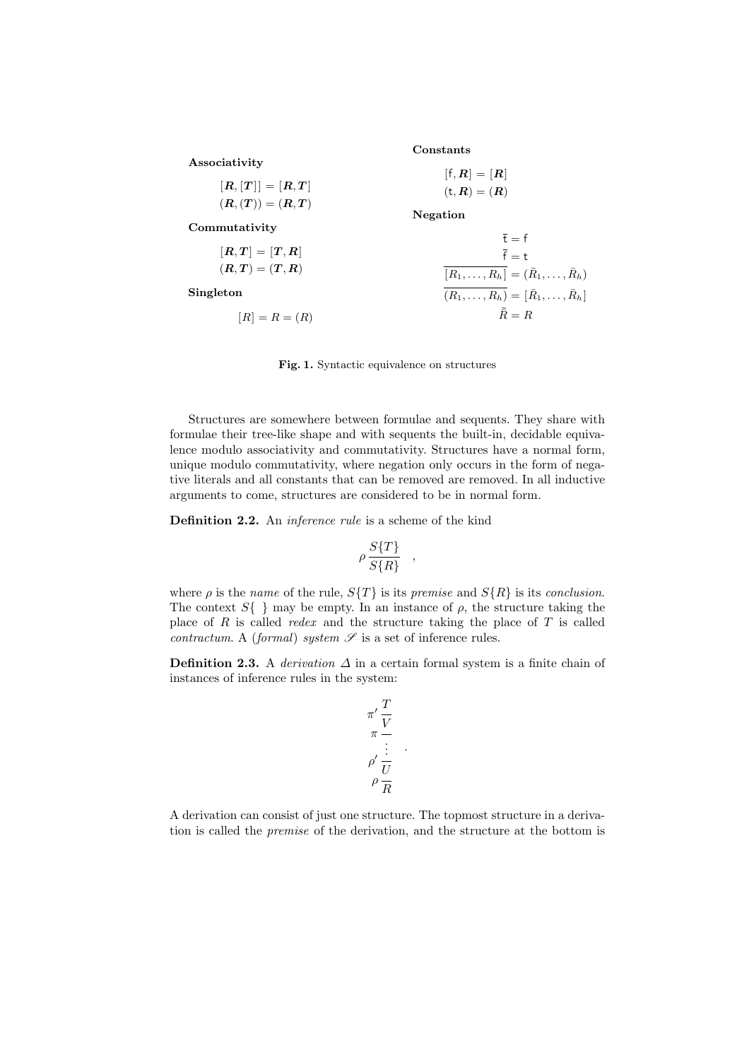**Associativity**

$$[\boldsymbol{R},[\boldsymbol{T}]]=[\boldsymbol{R},\boldsymbol{T}]$$
$$(\boldsymbol{R},(\boldsymbol{T}))=(\boldsymbol{R},\boldsymbol{T})$$

**Commutativity**

$$[\boldsymbol{R},\boldsymbol{T}]=[\boldsymbol{T},\boldsymbol{R}]$$
$$(\boldsymbol{R},\boldsymbol{T})=(\boldsymbol{T},\boldsymbol{R})$$

**Singleton**

$$[R]=R=(R)$$

**Constants**

$$[\mathsf{f},\boldsymbol{R}]=[\boldsymbol{R}]$$
$$(\mathsf{t},\boldsymbol{R})=(\boldsymbol{R})$$

**Negation**

$$\bar{\mathsf{t}}=\mathsf{f}$$
$$\bar{\mathsf{f}}=\mathsf{t}$$
$$\overline{[R_1,\ldots,R_h]}=(\bar{R}_1,\ldots,\bar{R}_h)$$
$$\overline{(R_1,\ldots,R_h)}=[\bar{R}_1,\ldots,\bar{R}_h]$$
$$\bar{\bar{R}}=R$$

**Fig. 1.** Syntactic equivalence on structures

Structures are somewhere between formulae and sequents. They share with formulae their tree-like shape and with sequents the built-in, decidable equivalence modulo associativity and commutativity. Structures have a normal form, unique modulo commutativity, where negation only occurs in the form of negative literals and all constants that can be removed are removed. In all inductive arguments to come, structures are considered to be in normal form.

**Definition 2.2.** An *inference rule* is a scheme of the kind

$$\rho\,\frac{S\{T\}}{S\{R\}}\quad,$$

where $\rho$ is the *name* of the rule, $S\{T\}$ is its *premise* and $S\{R\}$ is its *conclusion*. The context $S\{\ \}$ may be empty. In an instance of $\rho$, the structure taking the place of $R$ is called *redex* and the structure taking the place of $T$ is called *contractum*. A (*formal*) *system* $\mathscr{S}$ is a set of inference rules.

**Definition 2.3.** A *derivation* $\Delta$ in a certain formal system is a finite chain of instances of inference rules in the system:

$$\begin{array}{c} \pi'\,\dfrac{T}{V} \\ \pi\,\overline{\phantom{V}} \\ \vdots \\ \rho'\,\overline{U} \\ \rho\,\overline{R} \end{array}\quad.$$

A derivation can consist of just one structure. The topmost structure in a derivation is called the *premise* of the derivation, and the structure at the bottom is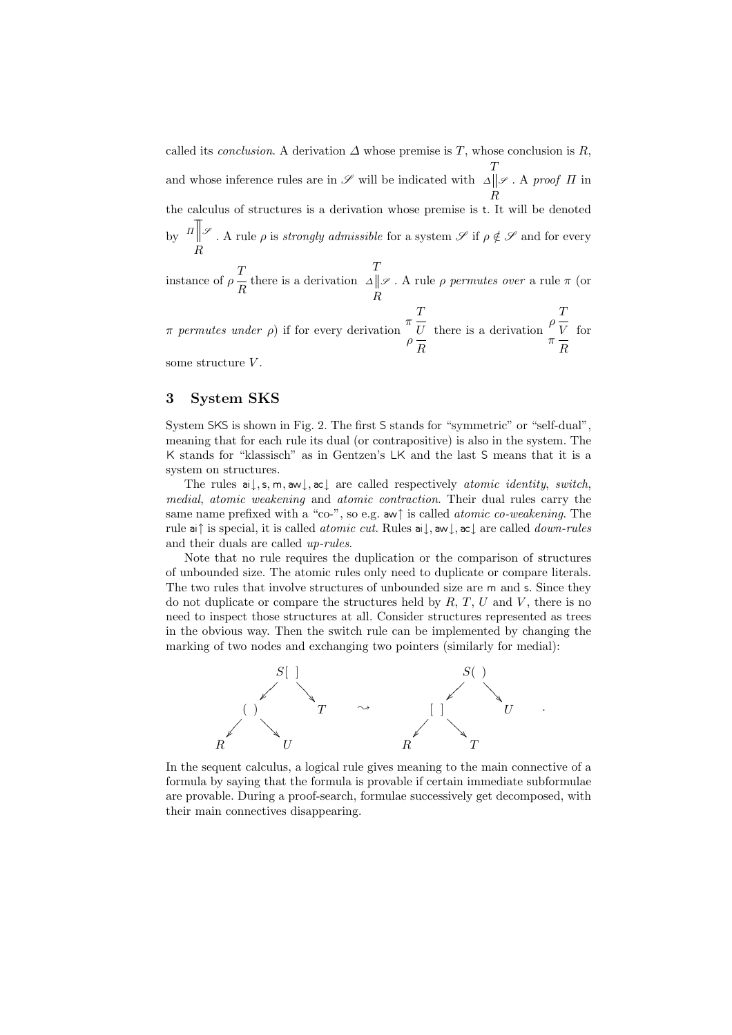called its *conclusion*. A derivation $\Delta$ whose premise is $T$, whose conclusion is $R$, and whose inference rules are in $\mathscr{S}$ will be indicated with $\begin{array}{c} T \\ \Delta \| \mathscr{S} \\ R \end{array}$. A *proof* $\Pi$ in the calculus of structures is a derivation whose premise is $\mathsf{t}$. It will be denoted by $\begin{array}{c} \Pi \Big\| \mathscr{S} \\ R \end{array}$. A rule $\rho$ is *strongly admissible* for a system $\mathscr{S}$ if $\rho \notin \mathscr{S}$ and for every instance of $\rho \frac{T}{R}$ there is a derivation $\begin{array}{c} T \\ \Delta \| \mathscr{S} \\ R \end{array}$. A rule $\rho$ *permutes over* a rule $\pi$ (or $\pi$ *permutes under* $\rho$) if for every derivation $\begin{array}{c} \pi \frac{T}{U} \\ \rho \frac{}{R} \end{array}$ there is a derivation $\begin{array}{c} \rho \frac{T}{V} \\ \pi \frac{}{R} \end{array}$ for some structure $V$.

## 3 System SKS

System SKS is shown in Fig. 2. The first S stands for "symmetric" or "self-dual", meaning that for each rule its dual (or contrapositive) is also in the system. The K stands for "klassisch" as in Gentzen's LK and the last S means that it is a system on structures.

The rules $\mathsf{ai}\!\downarrow, \mathsf{s}, \mathsf{m}, \mathsf{aw}\!\downarrow, \mathsf{ac}\!\downarrow$ are called respectively *atomic identity*, *switch*, *medial*, *atomic weakening* and *atomic contraction*. Their dual rules carry the same name prefixed with a "co-", so e.g. $\mathsf{aw}\!\uparrow$ is called *atomic co-weakening*. The rule $\mathsf{ai}\!\uparrow$ is special, it is called *atomic cut*. Rules $\mathsf{ai}\!\downarrow, \mathsf{aw}\!\downarrow, \mathsf{ac}\!\downarrow$ are called *down-rules* and their duals are called *up-rules*.

Note that no rule requires the duplication or the comparison of structures of unbounded size. The atomic rules only need to duplicate or compare literals. The two rules that involve structures of unbounded size are $\mathsf{m}$ and $\mathsf{s}$. Since they do not duplicate or compare the structures held by $R$, $T$, $U$ and $V$, there is no need to inspect those structures at all. Consider structures represented as trees in the obvious way. Then the switch rule can be implemented by changing the marking of two nodes and exchanging two pointers (similarly for medial):

$$
\begin{array}{c} S[\;] \\ \swarrow \quad \searrow \\ (\;) \qquad T \\ \swarrow \quad \searrow \\ R \qquad U \end{array}
\quad \rightsquigarrow \quad
\begin{array}{c} S(\;) \\ \swarrow \quad \searrow \\ [\;] \qquad U \\ \swarrow \quad \searrow \\ R \qquad T \end{array}
\quad .
$$

In the sequent calculus, a logical rule gives meaning to the main connective of a formula by saying that the formula is provable if certain immediate subformulae are provable. During a proof-search, formulae successively get decomposed, with their main connectives disappearing.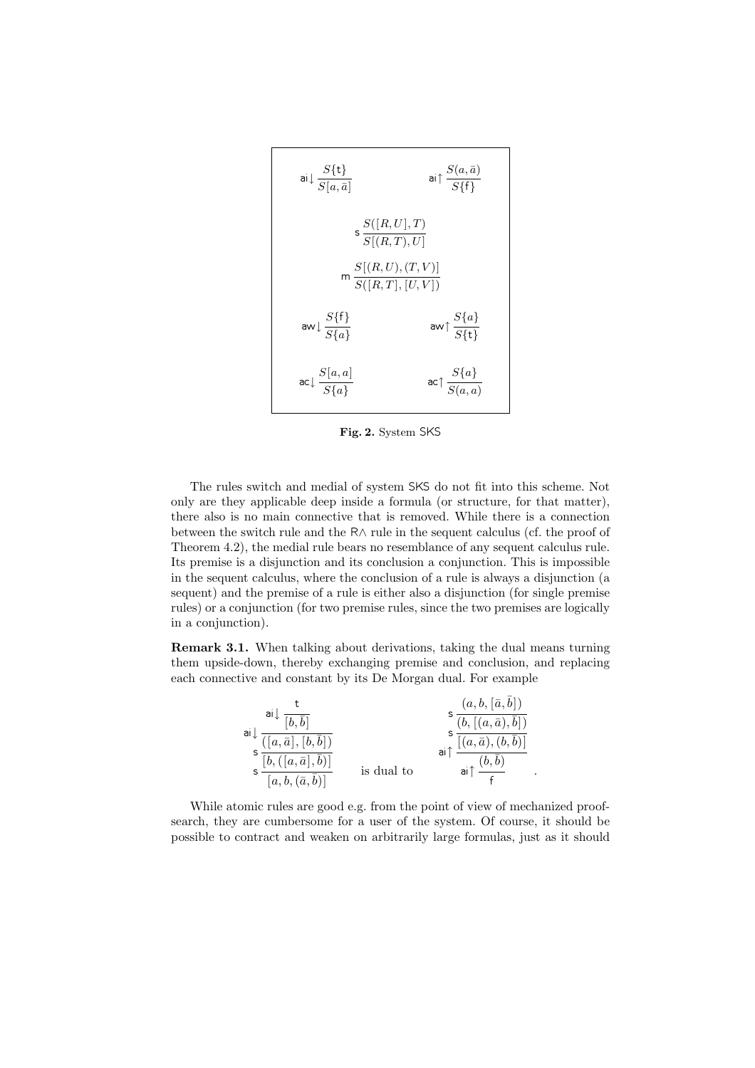$$
\mathsf{ai}\!\downarrow \frac{S\{\mathsf{t}\}}{S[a,\bar{a}]} \qquad \mathsf{ai}\!\uparrow \frac{S(a,\bar{a})}{S\{\mathsf{f}\}}
$$

$$
\mathsf{s}\,\frac{S([R,U],T)}{S[(R,T),U]}
$$

$$
\mathsf{m}\,\frac{S[(R,U),(T,V)]}{S([R,T],[U,V])}
$$

$$
\mathsf{aw}\!\downarrow \frac{S\{\mathsf{f}\}}{S\{a\}} \qquad \mathsf{aw}\!\uparrow \frac{S\{a\}}{S\{\mathsf{t}\}}
$$

$$
\mathsf{ac}\!\downarrow \frac{S[a,a]}{S\{a\}} \qquad \mathsf{ac}\!\uparrow \frac{S\{a\}}{S(a,a)}
$$

**Fig. 2.** System SKS

The rules switch and medial of system SKS do not fit into this scheme. Not only are they applicable deep inside a formula (or structure, for that matter), there also is no main connective that is removed. While there is a connection between the switch rule and the R∧ rule in the sequent calculus (cf. the proof of Theorem 4.2), the medial rule bears no resemblance of any sequent calculus rule. Its premise is a disjunction and its conclusion a conjunction. This is impossible in the sequent calculus, where the conclusion of a rule is always a disjunction (a sequent) and the premise of a rule is either also a disjunction (for single premise rules) or a conjunction (for two premise rules, since the two premises are logically in a conjunction).

**Remark 3.1.** When talking about derivations, taking the dual means turning them upside-down, thereby exchanging premise and conclusion, and replacing each connective and constant by its De Morgan dual. For example

$$
\mathsf{s}\,\frac{\mathsf{s}\,\frac{\mathsf{ai}\downarrow\,\frac{\mathsf{ai}\downarrow\,\frac{\mathsf{t}}{[b,\bar{b}]}}{([a,\bar{a}],[b,\bar{b}])}}{[b,([a,\bar{a}],\bar{b})]}}{[a,b,(\bar{a},\bar{b})]}
\qquad \text{is dual to} \qquad
\mathsf{ai}\uparrow\,\frac{\mathsf{ai}\uparrow\,\frac{\mathsf{s}\,\frac{\mathsf{s}\,\frac{(a,b,[\bar{a},\bar{b}])}{(b,[(a,\bar{a}),\bar{b}])}}{[(a,\bar{a}),(b,\bar{b})]}}{(b,\bar{b})}}{\mathsf{f}} \quad .
$$

While atomic rules are good e.g. from the point of view of mechanized proof-search, they are cumbersome for a user of the system. Of course, it should be possible to contract and weaken on arbitrarily large formulas, just as it should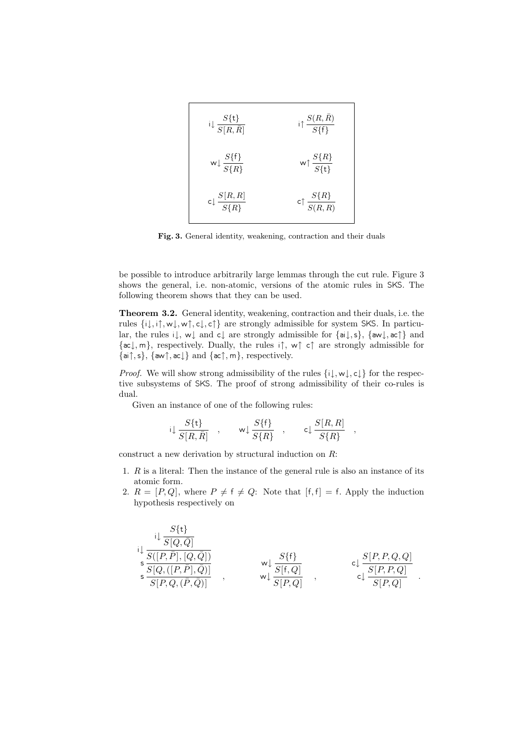$$
\mathsf{i}{\downarrow}\,\frac{S\{\mathsf{t}\}}{S[R,\bar{R}]} \qquad\qquad \mathsf{i}{\uparrow}\,\frac{S(R,\bar{R})}{S\{\mathsf{f}\}}
$$

$$
\mathsf{w}{\downarrow}\,\frac{S\{\mathsf{f}\}}{S\{R\}} \qquad\qquad \mathsf{w}{\uparrow}\,\frac{S\{R\}}{S\{\mathsf{t}\}}
$$

$$
\mathsf{c}{\downarrow}\,\frac{S[R,R]}{S\{R\}} \qquad\qquad \mathsf{c}{\uparrow}\,\frac{S\{R\}}{S(R,R)}
$$

**Fig. 3.** General identity, weakening, contraction and their duals

be possible to introduce arbitrarily large lemmas through the cut rule. Figure 3 shows the general, i.e. non-atomic, versions of the atomic rules in SKS. The following theorem shows that they can be used.

**Theorem 3.2.** General identity, weakening, contraction and their duals, i.e. the rules $\{\mathsf{i}{\downarrow}, \mathsf{i}{\uparrow}, \mathsf{w}{\downarrow}, \mathsf{w}{\uparrow}, \mathsf{c}{\downarrow}, \mathsf{c}{\uparrow}\}$ are strongly admissible for system SKS. In particular, the rules $\mathsf{i}{\downarrow}$, $\mathsf{w}{\downarrow}$ and $\mathsf{c}{\downarrow}$ are strongly admissible for $\{\mathsf{ai}{\downarrow}, \mathsf{s}\}$, $\{\mathsf{aw}{\downarrow}, \mathsf{ac}{\uparrow}\}$ and $\{\mathsf{ac}{\downarrow}, \mathsf{m}\}$, respectively. Dually, the rules $\mathsf{i}{\uparrow}$, $\mathsf{w}{\uparrow}$ $\mathsf{c}{\uparrow}$ are strongly admissible for $\{\mathsf{ai}{\uparrow}, \mathsf{s}\}$, $\{\mathsf{aw}{\uparrow}, \mathsf{ac}{\downarrow}\}$ and $\{\mathsf{ac}{\uparrow}, \mathsf{m}\}$, respectively.

*Proof.* We will show strong admissibility of the rules $\{\mathsf{i}{\downarrow}, \mathsf{w}{\downarrow}, \mathsf{c}{\downarrow}\}$ for the respective subsystems of SKS. The proof of strong admissibility of their co-rules is dual.

Given an instance of one of the following rules:

$$
\mathsf{i}{\downarrow}\,\frac{S\{\mathsf{t}\}}{S[R,\bar{R}]} \quad , \qquad \mathsf{w}{\downarrow}\,\frac{S\{\mathsf{f}\}}{S\{R\}} \quad , \qquad \mathsf{c}{\downarrow}\,\frac{S[R,R]}{S\{R\}} \quad ,
$$

construct a new derivation by structural induction on $R$:

1. $R$ is a literal: Then the instance of the general rule is also an instance of its atomic form.
2. $R = [P, Q]$, where $P \neq \mathsf{f} \neq Q$: Note that $[\mathsf{f}, \mathsf{f}] = \mathsf{f}$. Apply the induction hypothesis respectively on

$$
\mathsf{s}\,\frac{\mathsf{s}\,\dfrac{\mathsf{i}{\downarrow}\,\dfrac{\mathsf{i}{\downarrow}\,\dfrac{S\{\mathsf{t}\}}{S[Q,\bar{Q}]}}{S([P,\bar{P}],[Q,\bar{Q}])}}{S[Q,([P,\bar{P}],\bar{Q})]}}{S[P,Q,(\bar{P},\bar{Q})]} \quad , \qquad \mathsf{w}{\downarrow}\,\frac{\mathsf{w}{\downarrow}\,\dfrac{S\{\mathsf{f}\}}{S[\mathsf{f},Q]}}{S[P,Q]} \quad , \qquad \mathsf{c}{\downarrow}\,\frac{\mathsf{c}{\downarrow}\,\dfrac{S[P,P,Q,Q]}{S[P,P,Q]}}{S[P,Q]} \quad .
$$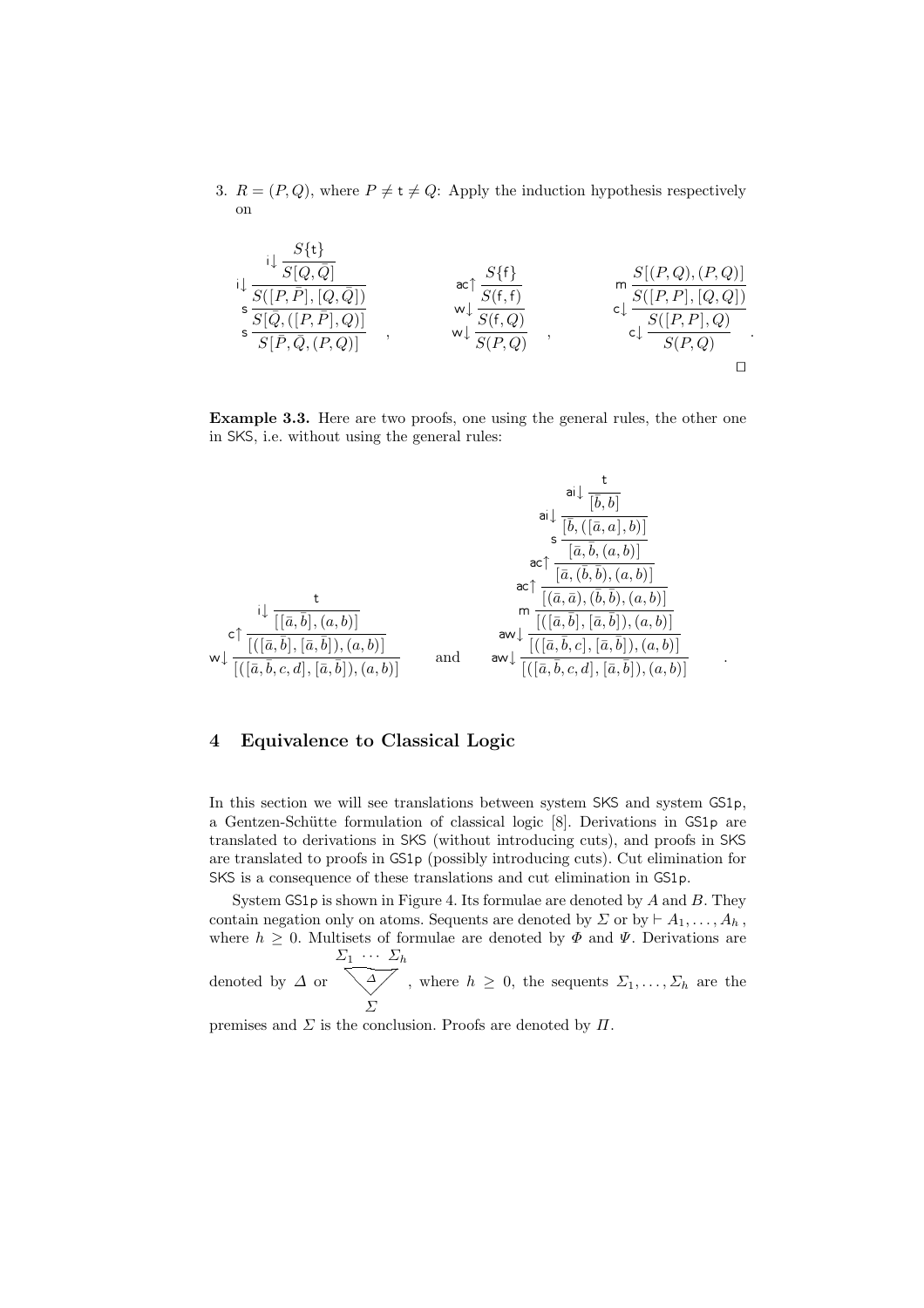3. $R = (P, Q)$, where $P \neq \mathsf{t} \neq Q$: Apply the induction hypothesis respectively on

$$
\mathsf{s}\,\dfrac{\mathsf{s}\,\dfrac{\mathsf{i}{\downarrow}\,\dfrac{\mathsf{i}{\downarrow}\,\dfrac{S\{\mathsf{t}\}}{S[Q,\bar{Q}]}}{S([P,\bar{P}],[Q,\bar{Q}])}}{S[\bar{Q},([P,\bar{P}],Q)]}}{S[\bar{P},\bar{Q},(P,Q)]}
\quad,\qquad
\mathsf{w}{\downarrow}\,\dfrac{\mathsf{w}{\downarrow}\,\dfrac{\mathsf{ac}{\uparrow}\,\dfrac{S\{\mathsf{f}\}}{S(\mathsf{f},\mathsf{f})}}{S(\mathsf{f},Q)}}{S(P,Q)}
\quad,\qquad
\mathsf{c}{\downarrow}\,\dfrac{\mathsf{c}{\downarrow}\,\dfrac{\mathsf{m}\,\dfrac{S[(P,Q),(P,Q)]}{S([P,P],[Q,Q])}}{S([P,P],Q)}}{S(P,Q)}
\quad.
$$

□

**Example 3.3.** Here are two proofs, one using the general rules, the other one in SKS, i.e. without using the general rules:

$$
\mathsf{w}{\downarrow}\,\dfrac{\mathsf{c}{\uparrow}\,\dfrac{\mathsf{i}{\downarrow}\,\dfrac{\mathsf{t}}{[[\bar{a},\bar{b}],(a,b)]}}{[([\bar{a},\bar{b}],[\bar{a},\bar{b}]),(a,b)]}}{[([\bar{a},\bar{b},c,d],[\bar{a},\bar{b}]),(a,b)]}
\qquad\text{and}\qquad
\mathsf{aw}{\downarrow}\,\dfrac{\mathsf{aw}{\downarrow}\,\dfrac{\mathsf{m}\,\dfrac{\mathsf{ac}{\uparrow}\,\dfrac{\mathsf{ac}{\uparrow}\,\dfrac{\mathsf{s}\,\dfrac{\mathsf{ai}{\downarrow}\,\dfrac{\mathsf{ai}{\downarrow}\,\dfrac{\mathsf{t}}{[\bar{b},b]}}{[\bar{b},([\bar{a},a],b)]}}{[\bar{a},\bar{b},(a,b)]}}{[\bar{a},(\bar{b},\bar{b}),(a,b)]}}{[(\bar{a},\bar{a}),(\bar{b},\bar{b}),(a,b)]}}{[([\bar{a},\bar{b}],[\bar{a},\bar{b}]),(a,b)]}}{[([\bar{a},\bar{b},c],[\bar{a},\bar{b}]),(a,b)]}}{[([\bar{a},\bar{b},c,d],[\bar{a},\bar{b}]),(a,b)]}
\quad.
$$

## 4 Equivalence to Classical Logic

In this section we will see translations between system SKS and system GS1p, a Gentzen-Schütte formulation of classical logic [8]. Derivations in GS1p are translated to derivations in SKS (without introducing cuts), and proofs in SKS are translated to proofs in GS1p (possibly introducing cuts). Cut elimination for SKS is a consequence of these translations and cut elimination in GS1p.

System GS1p is shown in Figure 4. Its formulae are denoted by $A$ and $B$. They contain negation only on atoms. Sequents are denoted by $\Sigma$ or by $\vdash A_1, \ldots, A_h$, where $h \geq 0$. Multisets of formulae are denoted by $\Phi$ and $\Psi$. Derivations are denoted by $\Delta$ or a derivation $\Delta$ with premises $\Sigma_1 \cdots \Sigma_h$ and conclusion $\Sigma$, where $h \geq 0$, the sequents $\Sigma_1, \ldots, \Sigma_h$ are the premises and $\Sigma$ is the conclusion. Proofs are denoted by $\Pi$.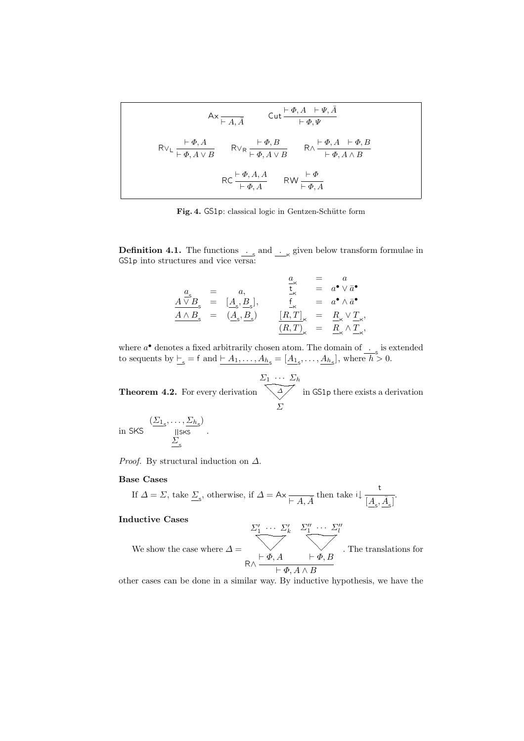$$
\mathsf{Ax}\,\frac{}{\vdash A, \bar{A}} \qquad \mathsf{Cut}\,\frac{\vdash \Phi, A \quad \vdash \Psi, \bar{A}}{\vdash \Phi, \Psi}
$$

$$
\mathsf{R}\vee_{\mathsf{L}}\,\frac{\vdash \Phi, A}{\vdash \Phi, A \vee B} \qquad \mathsf{R}\vee_{\mathsf{R}}\,\frac{\vdash \Phi, B}{\vdash \Phi, A \vee B} \qquad \mathsf{R}\wedge\,\frac{\vdash \Phi, A \quad \vdash \Phi, B}{\vdash \Phi, A \wedge B}
$$

$$
\mathsf{RC}\,\frac{\vdash \Phi, A, A}{\vdash \Phi, A} \qquad \mathsf{RW}\,\frac{\vdash \Phi}{\vdash \Phi, A}
$$

**Fig. 4.** GS1p: classical logic in Gentzen-Schütte form

**Definition 4.1.** The functions $\underline{\ .\ }_{\mathsf{s}}$ and $\underline{\ .\ }_{\mathsf{K}}$ given below transform formulae in GS1p into structures and vice versa:

$$
\begin{array}{rcl}
\underline{a}_{\mathsf{s}} & = & a, \\
\underline{A \vee B}_{\mathsf{s}} & = & [\underline{A}_{\mathsf{s}}, \underline{B}_{\mathsf{s}}], \\
\underline{A \wedge B}_{\mathsf{s}} & = & (\underline{A}_{\mathsf{s}}, \underline{B}_{\mathsf{s}})
\end{array}
\qquad
\begin{array}{rcl}
\underline{a}_{\mathsf{K}} & = & a \\
\underline{\mathsf{t}}_{\mathsf{K}} & = & a^{\bullet} \vee \bar{a}^{\bullet} \\
\underline{\mathsf{f}}_{\mathsf{K}} & = & a^{\bullet} \wedge \bar{a}^{\bullet} \\
\underline{[R, T]}_{\mathsf{K}} & = & \underline{R}_{\mathsf{K}} \vee \underline{T}_{\mathsf{K}}, \\
\underline{(R, T)}_{\mathsf{K}} & = & \underline{R}_{\mathsf{K}} \wedge \underline{T}_{\mathsf{K}},
\end{array}
$$

where $a^{\bullet}$ denotes a fixed arbitrarily chosen atom. The domain of $\underline{\ .\ }_{\mathsf{s}}$ is extended to sequents by $\underline{\vdash}_{\mathsf{s}} = \mathsf{f}$ and $\underline{\vdash A_1, \dots, A_h}_{\mathsf{s}} = [\underline{A_1}_{\mathsf{s}}, \dots, \underline{A_h}_{\mathsf{s}}]$, where $h > 0$.

**Theorem 4.2.** For every derivation $\begin{array}{c} \Sigma_1 \ \cdots \ \Sigma_h \\ \triangledown\,\Delta \\ \Sigma \end{array}$ in GS1p there exists a derivation in SKS $\begin{array}{c} (\underline{\Sigma_1}_{\mathsf{s}}, \dots, \underline{\Sigma_h}_{\mathsf{s}}) \\ \| \mathsf{SKS} \\ \underline{\Sigma}_{\mathsf{s}} \end{array}$.

*Proof.* By structural induction on $\Delta$.

**Base Cases**

If $\Delta = \Sigma$, take $\underline{\Sigma}_{\mathsf{s}}$, otherwise, if $\Delta = \mathsf{Ax}\,\frac{}{\vdash A, \bar{A}}$ then take $\mathsf{i}\!\downarrow \frac{\mathsf{t}}{[\underline{A}_{\mathsf{s}}, \underline{\bar{A}}_{\mathsf{s}}]}$.

**Inductive Cases**

We show the case where $\Delta = \mathsf{R}\wedge\,\frac{\begin{array}{c}\Sigma'_1 \ \cdots \ \Sigma'_k \\ \triangledown \\ \vdash \Phi, A\end{array} \quad \begin{array}{c}\Sigma''_1 \ \cdots \ \Sigma''_l \\ \triangledown \\ \vdash \Phi, B\end{array}}{\vdash \Phi, A \wedge B}$. The translations for other cases can be done in a similar way. By inductive hypothesis, we have the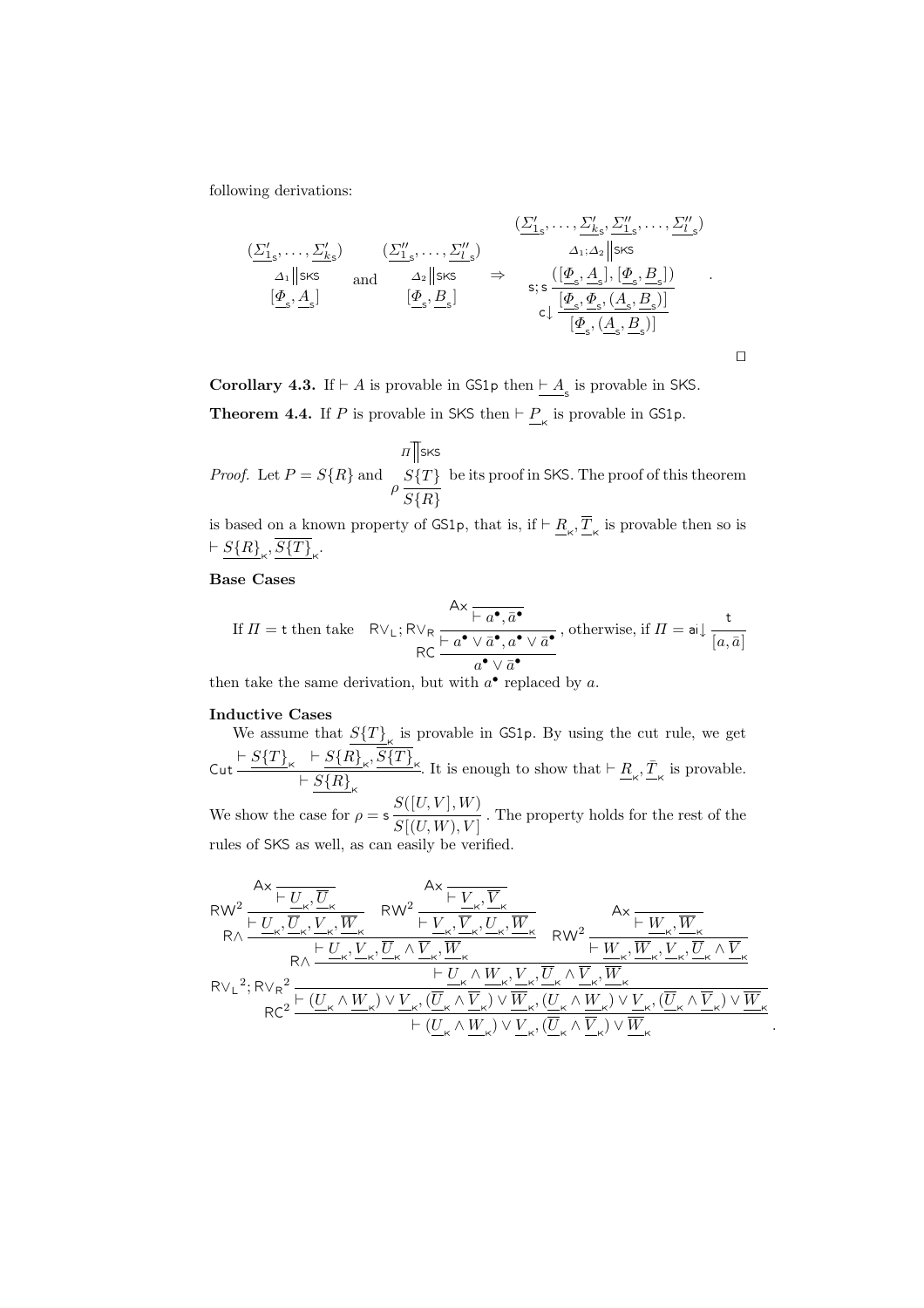following derivations:

$$
\begin{array}{c}(\underline{\Sigma'_1}_{\mathsf{s}},\dots,\underline{\Sigma'_k}_{\mathsf{s}})\\ \Delta_1\Big\|\mathsf{SKS}\\ [\underline{\Phi}_{\mathsf{s}},\underline{A}_{\mathsf{s}}]\end{array}
\quad\text{and}\quad
\begin{array}{c}(\underline{\Sigma''_1}_{\mathsf{s}},\dots,\underline{\Sigma''_l}_{\mathsf{s}})\\ \Delta_2\Big\|\mathsf{SKS}\\ [\underline{\Phi}_{\mathsf{s}},\underline{B}_{\mathsf{s}}]\end{array}
\quad\Rightarrow\quad
\begin{array}{c}(\underline{\Sigma'_1}_{\mathsf{s}},\dots,\underline{\Sigma'_k}_{\mathsf{s}},\underline{\Sigma''_1}_{\mathsf{s}},\dots,\underline{\Sigma''_l}_{\mathsf{s}})\\ \Delta_1;\Delta_2\Big\|\mathsf{SKS}\\ \mathsf{s};\mathsf{s}\,\dfrac{([\underline{\Phi}_{\mathsf{s}},\underline{A}_{\mathsf{s}}],[\underline{\Phi}_{\mathsf{s}},\underline{B}_{\mathsf{s}}])}{\mathsf{c}\!\downarrow\dfrac{[\underline{\Phi}_{\mathsf{s}},\underline{\Phi}_{\mathsf{s}},(\underline{A}_{\mathsf{s}},\underline{B}_{\mathsf{s}})]}{[\underline{\Phi}_{\mathsf{s}},(\underline{A}_{\mathsf{s}},\underline{B}_{\mathsf{s}})]}}\end{array}
\quad .
$$

□

**Corollary 4.3.** If $\vdash A$ is provable in GS1p then $\underline{\vdash A}_{\mathsf{s}}$ is provable in SKS.

**Theorem 4.4.** If $P$ is provable in SKS then $\vdash \underline{P}_{\mathsf{K}}$ is provable in GS1p.

*Proof.* Let $P = S\{R\}$ and $\begin{array}{c}\Pi\Big\|\mathsf{SKS}\\ \rho\,\dfrac{S\{T\}}{S\{R\}}\end{array}$ be its proof in SKS. The proof of this theorem is based on a known property of GS1p, that is, if $\vdash \underline{R}_{\mathsf{K}}, \overline{\underline{T}}_{\mathsf{K}}$ is provable then so is $\vdash \underline{S\{R\}}_{\mathsf{K}}, \overline{\underline{S\{T\}}}_{\mathsf{K}}$.

**Base Cases**

If $\Pi = \mathsf{t}$ then take $\quad \mathsf{R}\vee_{\mathsf{L}};\mathsf{R}\vee_{\mathsf{R}}\,\dfrac{\mathsf{Ax}\,\dfrac{}{\vdash a^\bullet, \bar{a}^\bullet}}{\mathsf{RC}\,\dfrac{\vdash a^\bullet \vee \bar{a}^\bullet, a^\bullet \vee \bar{a}^\bullet}{a^\bullet \vee \bar{a}^\bullet}}$ , otherwise, if $\Pi = \mathsf{ai}\!\downarrow\dfrac{\mathsf{t}}{[a,\bar{a}]}$ then take the same derivation, but with $a^\bullet$ replaced by $a$.

**Inductive Cases**

We assume that $\underline{S\{T\}}_{\mathsf{K}}$ is provable in GS1p. By using the cut rule, we get $\mathsf{Cut}\,\dfrac{\vdash \underline{S\{T\}}_{\mathsf{K}} \quad \vdash \underline{S\{R\}}_{\mathsf{K}}, \overline{\underline{S\{T\}}}_{\mathsf{K}}}{\vdash \underline{S\{R\}}_{\mathsf{K}}}$. It is enough to show that $\vdash \underline{R}_{\mathsf{K}}, \underline{\bar{T}}_{\mathsf{K}}$ is provable.

We show the case for $\rho = \mathsf{s}\,\dfrac{S([U,V],W)}{S[(U,W),V]}$ . The property holds for the rest of the rules of SKS as well, as can easily be verified.

$$
\mathsf{R}\vee_{\mathsf{L}}{}^2;\mathsf{R}\vee_{\mathsf{R}}{}^2\,
\dfrac{
\mathsf{R}\wedge\,\dfrac{
\mathsf{R}\wedge\,\dfrac{
\mathsf{RW}^2\,\dfrac{\mathsf{Ax}\,\dfrac{}{\vdash \underline{U}_{\mathsf{K}}, \overline{\underline{U}}_{\mathsf{K}}}}{\vdash \underline{U}_{\mathsf{K}}, \overline{\underline{U}}_{\mathsf{K}}, \underline{V}_{\mathsf{K}}, \overline{\underline{W}}_{\mathsf{K}}}
\quad
\mathsf{RW}^2\,\dfrac{\mathsf{Ax}\,\dfrac{}{\vdash \underline{V}_{\mathsf{K}}, \overline{\underline{V}}_{\mathsf{K}}}}{\vdash \underline{V}_{\mathsf{K}}, \overline{\underline{V}}_{\mathsf{K}}, \underline{U}_{\mathsf{K}}, \overline{\underline{W}}_{\mathsf{K}}}
}{\vdash \underline{U}_{\mathsf{K}}, \underline{V}_{\mathsf{K}}, \overline{\underline{U}}_{\mathsf{K}} \wedge \overline{\underline{V}}_{\mathsf{K}}, \overline{\underline{W}}_{\mathsf{K}}}
\quad
\mathsf{RW}^2\,\dfrac{\mathsf{Ax}\,\dfrac{}{\vdash \underline{W}_{\mathsf{K}}, \overline{\underline{W}}_{\mathsf{K}}}}{\vdash \underline{W}_{\mathsf{K}}, \overline{\underline{W}}_{\mathsf{K}}, \underline{V}_{\mathsf{K}}, \overline{\underline{U}}_{\mathsf{K}} \wedge \overline{\underline{V}}_{\mathsf{K}}}
}{\vdash \underline{U}_{\mathsf{K}} \wedge \underline{W}_{\mathsf{K}}, \underline{V}_{\mathsf{K}}, \overline{\underline{U}}_{\mathsf{K}} \wedge \overline{\underline{V}}_{\mathsf{K}}, \overline{\underline{W}}_{\mathsf{K}}}
}{
\mathsf{RC}^2\,\dfrac{\vdash (\underline{U}_{\mathsf{K}} \wedge \underline{W}_{\mathsf{K}}) \vee \underline{V}_{\mathsf{K}}, (\overline{\underline{U}}_{\mathsf{K}} \wedge \overline{\underline{V}}_{\mathsf{K}}) \vee \overline{\underline{W}}_{\mathsf{K}}, (\underline{U}_{\mathsf{K}} \wedge \underline{W}_{\mathsf{K}}) \vee \underline{V}_{\mathsf{K}}, (\overline{\underline{U}}_{\mathsf{K}} \wedge \overline{\underline{V}}_{\mathsf{K}}) \vee \overline{\underline{W}}_{\mathsf{K}}}{\vdash (\underline{U}_{\mathsf{K}} \wedge \underline{W}_{\mathsf{K}}) \vee \underline{V}_{\mathsf{K}}, (\overline{\underline{U}}_{\mathsf{K}} \wedge \overline{\underline{V}}_{\mathsf{K}}) \vee \overline{\underline{W}}_{\mathsf{K}}}
}
\quad .
$$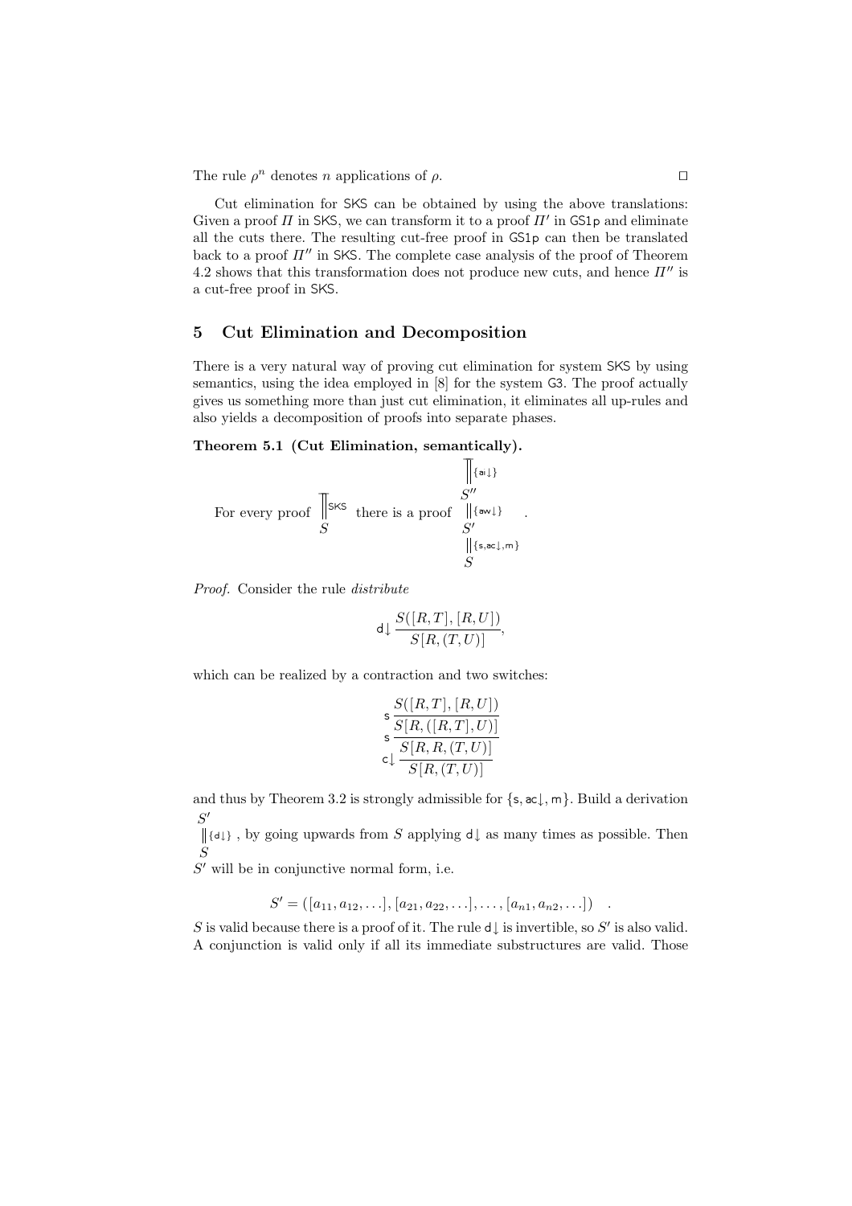The rule $\rho^n$ denotes $n$ applications of $\rho$. $\square$

Cut elimination for SKS can be obtained by using the above translations: Given a proof $\Pi$ in SKS, we can transform it to a proof $\Pi'$ in GS1p and eliminate all the cuts there. The resulting cut-free proof in GS1p can then be translated back to a proof $\Pi''$ in SKS. The complete case analysis of the proof of Theorem 4.2 shows that this transformation does not produce new cuts, and hence $\Pi''$ is a cut-free proof in SKS.

## 5 Cut Elimination and Decomposition

There is a very natural way of proving cut elimination for system SKS by using semantics, using the idea employed in [8] for the system G3. The proof actually gives us something more than just cut elimination, it eliminates all up-rules and also yields a decomposition of proofs into separate phases.

**Theorem 5.1 (Cut Elimination, semantically).**

$$\text{For every proof } \begin{array}{c} \| \text{SKS} \\ S \end{array} \text{ there is a proof } \begin{array}{c} \| \{\mathsf{ai}\downarrow\} \\ S'' \\ \| \{\mathsf{aw}\downarrow\} \\ S' \\ \| \{\mathsf{s}, \mathsf{ac}\downarrow, \mathsf{m}\} \\ S \end{array} .$$

*Proof.* Consider the rule *distribute*

$$\mathsf{d}\downarrow \frac{S([R,T],[R,U])}{S[R,(T,U)]},$$

which can be realized by a contraction and two switches:

$$\mathsf{c}\downarrow \frac{\mathsf{s} \dfrac{\mathsf{s} \dfrac{S([R,T],[R,U])}{S[R,([R,T],U)]}}{S[R,R,(T,U)]}}{S[R,(T,U)]}$$

and thus by Theorem 3.2 is strongly admissible for $\{\mathsf{s}, \mathsf{ac}\downarrow, \mathsf{m}\}$. Build a derivation $\begin{array}{c} S' \\ \| \{\mathsf{d}\downarrow\} \\ S \end{array}$, by going upwards from $S$ applying $\mathsf{d}\downarrow$ as many times as possible. Then $S'$ will be in conjunctive normal form, i.e.

$$S' = ([a_{11}, a_{12}, \ldots], [a_{21}, a_{22}, \ldots], \ldots, [a_{n1}, a_{n2}, \ldots]) \quad .$$

$S$ is valid because there is a proof of it. The rule $\mathsf{d}\downarrow$ is invertible, so $S'$ is also valid. A conjunction is valid only if all its immediate substructures are valid. Those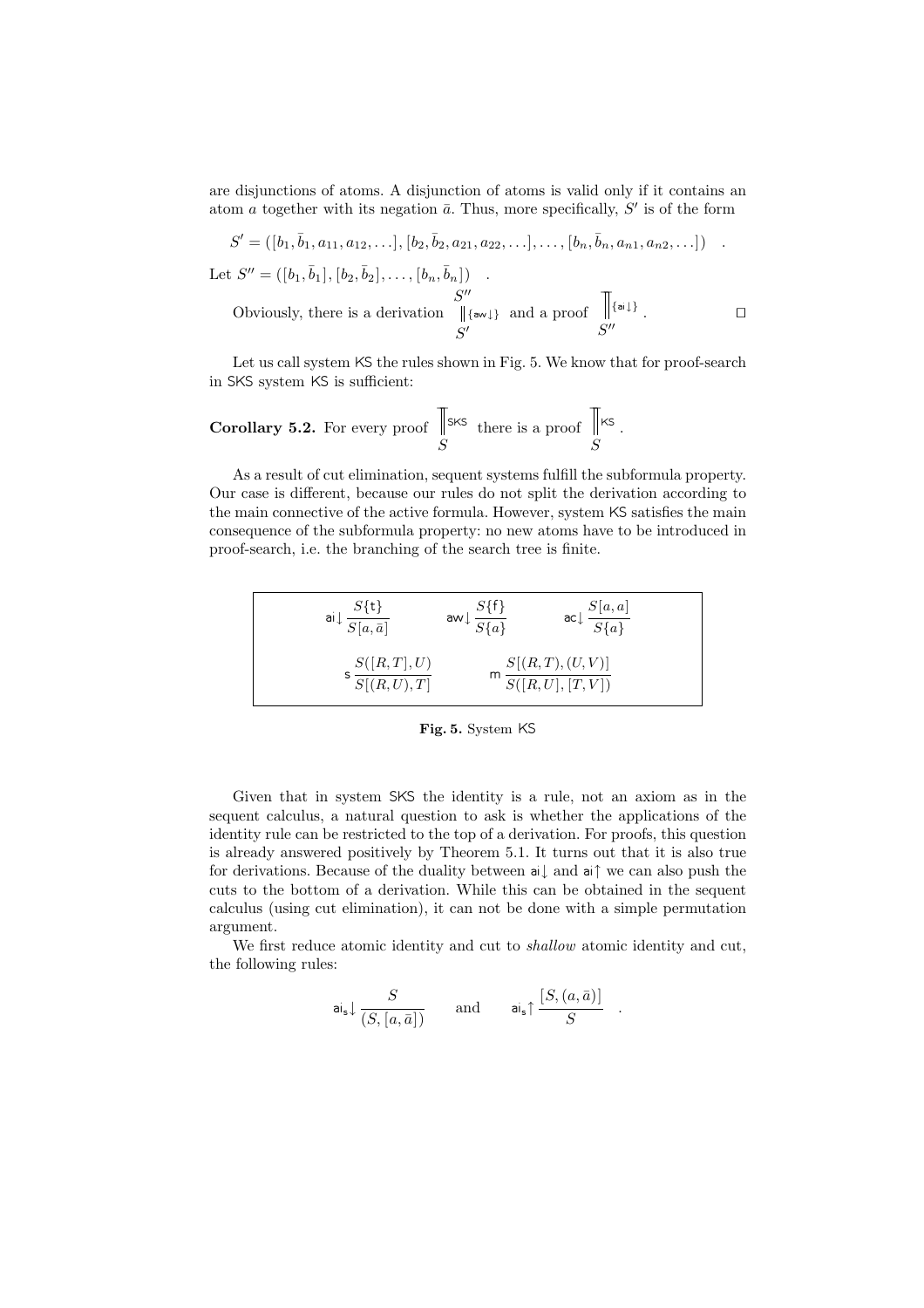are disjunctions of atoms. A disjunction of atoms is valid only if it contains an atom $a$ together with its negation $\bar{a}$. Thus, more specifically, $S'$ is of the form

$$S' = ([b_1, \bar{b}_1, a_{11}, a_{12}, \ldots], [b_2, \bar{b}_2, a_{21}, a_{22}, \ldots], \ldots, [b_n, \bar{b}_n, a_{n1}, a_{n2}, \ldots]) \quad .$$

Let $S'' = ([b_1, \bar{b}_1], [b_2, \bar{b}_2], \ldots, [b_n, \bar{b}_n])$ .

Obviously, there is a derivation $\begin{array}{c} S'' \\ \Vert \{\mathsf{aw}\!\downarrow\} \\ S' \end{array}$ and a proof $\begin{array}{c} \overline{\Vert} \{\mathsf{ai}\!\downarrow\} \\ S'' \end{array}$ . ☐

Let us call system KS the rules shown in Fig. 5. We know that for proof-search in SKS system KS is sufficient:

**Corollary 5.2.** For every proof $\begin{array}{c} \overline{\Vert} \mathsf{SKS} \\ S \end{array}$ there is a proof $\begin{array}{c} \overline{\Vert} \mathsf{KS} \\ S \end{array}$ .

As a result of cut elimination, sequent systems fulfill the subformula property. Our case is different, because our rules do not split the derivation according to the main connective of the active formula. However, system KS satisfies the main consequence of the subformula property: no new atoms have to be introduced in proof-search, i.e. the branching of the search tree is finite.

$$\mathsf{ai}\!\downarrow \frac{S\{\mathsf{t}\}}{S[a, \bar{a}]} \qquad \mathsf{aw}\!\downarrow \frac{S\{\mathsf{f}\}}{S\{a\}} \qquad \mathsf{ac}\!\downarrow \frac{S[a, a]}{S\{a\}}$$

$$\mathsf{s}\,\frac{S([R, T], U)}{S[(R, U), T]} \qquad \mathsf{m}\,\frac{S[(R, T), (U, V)]}{S([R, U], [T, V])}$$

**Fig. 5.** System KS

Given that in system SKS the identity is a rule, not an axiom as in the sequent calculus, a natural question to ask is whether the applications of the identity rule can be restricted to the top of a derivation. For proofs, this question is already answered positively by Theorem 5.1. It turns out that it is also true for derivations. Because of the duality between $\mathsf{ai}\!\downarrow$ and $\mathsf{ai}\!\uparrow$ we can also push the cuts to the bottom of a derivation. While this can be obtained in the sequent calculus (using cut elimination), it can not be done with a simple permutation argument.

We first reduce atomic identity and cut to *shallow* atomic identity and cut, the following rules:

$$\mathsf{ai_s}\!\downarrow \frac{S}{(S, [a, \bar{a}])} \qquad \text{and} \qquad \mathsf{ai_s}\!\uparrow \frac{[S, (a, \bar{a})]}{S} \quad .$$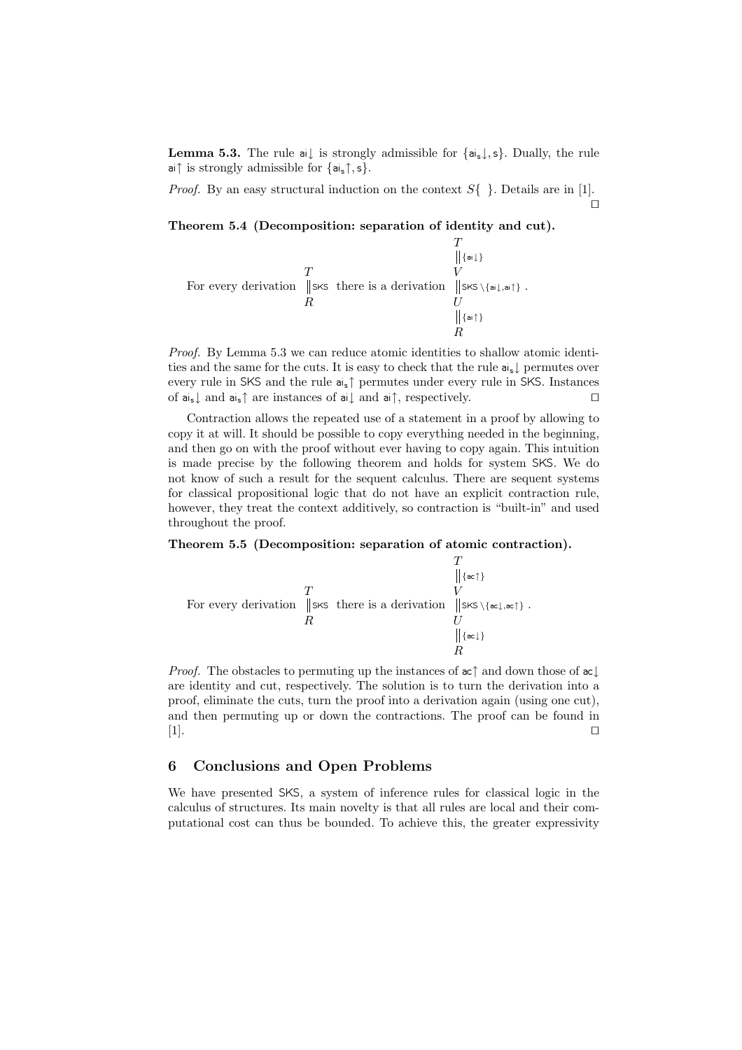**Lemma 5.3.** The rule $\mathsf{ai}\!\downarrow$ is strongly admissible for $\{\mathsf{ai_s}\!\downarrow, \mathsf{s}\}$. Dually, the rule $\mathsf{ai}\!\uparrow$ is strongly admissible for $\{\mathsf{ai_s}\!\uparrow, \mathsf{s}\}$.

*Proof.* By an easy structural induction on the context $S\{\ \}$. Details are in [1]. □

**Theorem 5.4 (Decomposition: separation of identity and cut).**

For every derivation $\begin{array}{c} T \\ \Vert \mathsf{SKS} \\ R \end{array}$ there is a derivation $\begin{array}{c} T \\ \Vert \{\mathsf{ai}\downarrow\} \\ V \\ \Vert \mathsf{SKS} \setminus \{\mathsf{ai}\downarrow, \mathsf{ai}\uparrow\} \\ U \\ \Vert \{\mathsf{ai}\uparrow\} \\ R \end{array}$ .

*Proof.* By Lemma 5.3 we can reduce atomic identities to shallow atomic identities and the same for the cuts. It is easy to check that the rule $\mathsf{ai_s}\!\downarrow$ permutes over every rule in $\mathsf{SKS}$ and the rule $\mathsf{ai_s}\!\uparrow$ permutes under every rule in $\mathsf{SKS}$. Instances of $\mathsf{ai_s}\!\downarrow$ and $\mathsf{ai_s}\!\uparrow$ are instances of $\mathsf{ai}\!\downarrow$ and $\mathsf{ai}\!\uparrow$, respectively. □

Contraction allows the repeated use of a statement in a proof by allowing to copy it at will. It should be possible to copy everything needed in the beginning, and then go on with the proof without ever having to copy again. This intuition is made precise by the following theorem and holds for system SKS. We do not know of such a result for the sequent calculus. There are sequent systems for classical propositional logic that do not have an explicit contraction rule, however, they treat the context additively, so contraction is "built-in" and used throughout the proof.

**Theorem 5.5 (Decomposition: separation of atomic contraction).**

For every derivation $\begin{array}{c} T \\ \Vert \mathsf{SKS} \\ R \end{array}$ there is a derivation $\begin{array}{c} T \\ \Vert \{\mathsf{ac}\uparrow\} \\ V \\ \Vert \mathsf{SKS} \setminus \{\mathsf{ac}\downarrow, \mathsf{ac}\uparrow\} \\ U \\ \Vert \{\mathsf{ac}\downarrow\} \\ R \end{array}$ .

*Proof.* The obstacles to permuting up the instances of $\mathsf{ac}\!\uparrow$ and down those of $\mathsf{ac}\!\downarrow$ are identity and cut, respectively. The solution is to turn the derivation into a proof, eliminate the cuts, turn the proof into a derivation again (using one cut), and then permuting up or down the contractions. The proof can be found in [1]. □

## 6 Conclusions and Open Problems

We have presented SKS, a system of inference rules for classical logic in the calculus of structures. Its main novelty is that all rules are local and their computational cost can thus be bounded. To achieve this, the greater expressivity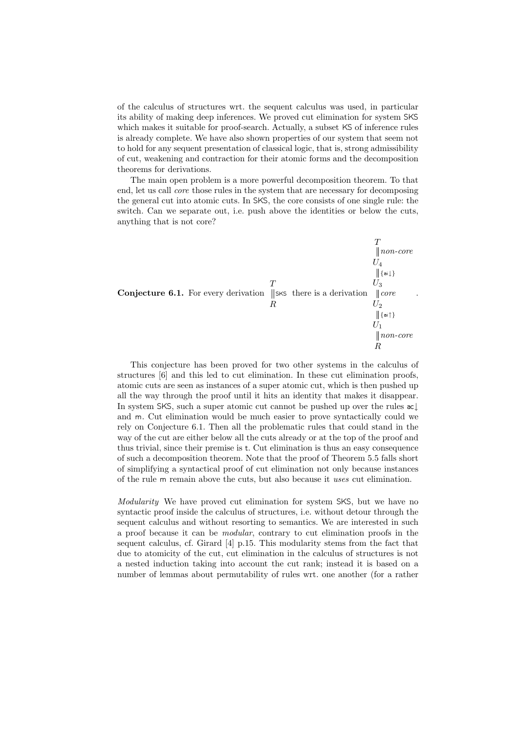of the calculus of structures wrt. the sequent calculus was used, in particular its ability of making deep inferences. We proved cut elimination for system SKS which makes it suitable for proof-search. Actually, a subset KS of inference rules is already complete. We have also shown properties of our system that seem not to hold for any sequent presentation of classical logic, that is, strong admissibility of cut, weakening and contraction for their atomic forms and the decomposition theorems for derivations.

The main open problem is a more powerful decomposition theorem. To that end, let us call *core* those rules in the system that are necessary for decomposing the general cut into atomic cuts. In SKS, the core consists of one single rule: the switch. Can we separate out, i.e. push above the identities or below the cuts, anything that is not core?

**Conjecture 6.1.** For every derivation $\begin{array}{c} T \\ \Vert \mathsf{SKS} \\ R \end{array}$ there is a derivation $\begin{array}{c} T \\ \Vert \textit{non-core} \\ U_4 \\ \Vert \{\mathsf{ai}\downarrow\} \\ U_3 \\ \Vert \textit{core} \\ U_2 \\ \Vert \{\mathsf{ai}\uparrow\} \\ U_1 \\ \Vert \textit{non-core} \\ R \end{array}$ .

This conjecture has been proved for two other systems in the calculus of structures [6] and this led to cut elimination. In these cut elimination proofs, atomic cuts are seen as instances of a super atomic cut, which is then pushed up all the way through the proof until it hits an identity that makes it disappear. In system SKS, such a super atomic cut cannot be pushed up over the rules $\mathsf{ac}\downarrow$ and $\mathsf{m}$. Cut elimination would be much easier to prove syntactically could we rely on Conjecture 6.1. Then all the problematic rules that could stand in the way of the cut are either below all the cuts already or at the top of the proof and thus trivial, since their premise is $\mathsf{t}$. Cut elimination is thus an easy consequence of such a decomposition theorem. Note that the proof of Theorem 5.5 falls short of simplifying a syntactical proof of cut elimination not only because instances of the rule $\mathsf{m}$ remain above the cuts, but also because it *uses* cut elimination.

*Modularity* We have proved cut elimination for system SKS, but we have no syntactic proof inside the calculus of structures, i.e. without detour through the sequent calculus and without resorting to semantics. We are interested in such a proof because it can be *modular*, contrary to cut elimination proofs in the sequent calculus, cf. Girard [4] p.15. This modularity stems from the fact that due to atomicity of the cut, cut elimination in the calculus of structures is not a nested induction taking into account the cut rank; instead it is based on a number of lemmas about permutability of rules wrt. one another (for a rather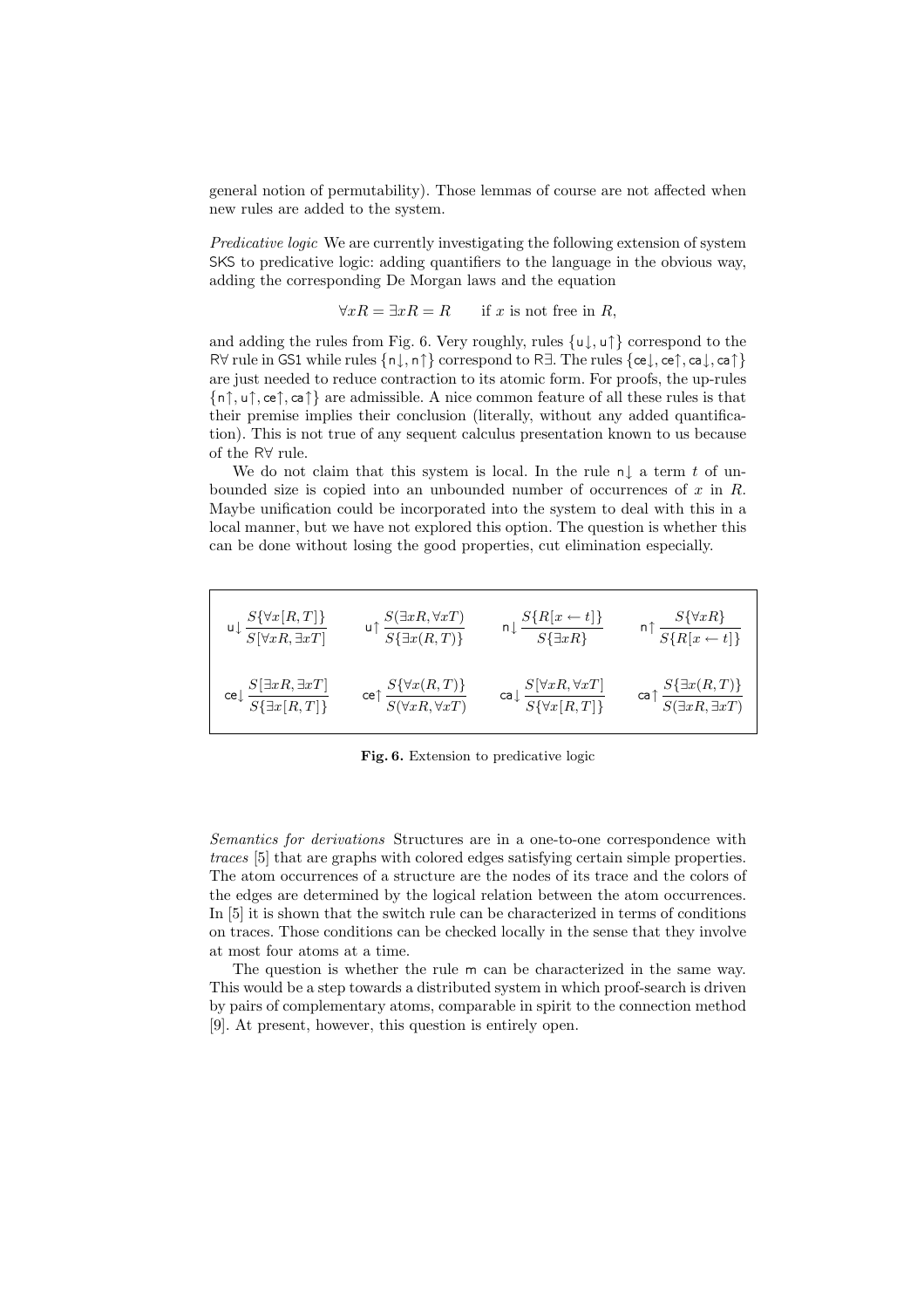general notion of permutability). Those lemmas of course are not affected when new rules are added to the system.

*Predicative logic* We are currently investigating the following extension of system SKS to predicative logic: adding quantifiers to the language in the obvious way, adding the corresponding De Morgan laws and the equation

$$\forall x R = \exists x R = R \qquad \text{if } x \text{ is not free in } R,$$

and adding the rules from Fig. 6. Very roughly, rules $\{\mathsf{u}\!\downarrow, \mathsf{u}\!\uparrow\}$ correspond to the $\mathsf{R}\forall$ rule in GS1 while rules $\{\mathsf{n}\!\downarrow, \mathsf{n}\!\uparrow\}$ correspond to $\mathsf{R}\exists$. The rules $\{\mathsf{ce}\!\downarrow, \mathsf{ce}\!\uparrow, \mathsf{ca}\!\downarrow, \mathsf{ca}\!\uparrow\}$ are just needed to reduce contraction to its atomic form. For proofs, the up-rules $\{\mathsf{n}\!\uparrow, \mathsf{u}\!\uparrow, \mathsf{ce}\!\uparrow, \mathsf{ca}\!\uparrow\}$ are admissible. A nice common feature of all these rules is that their premise implies their conclusion (literally, without any added quantification). This is not true of any sequent calculus presentation known to us because of the $\mathsf{R}\forall$ rule.

We do not claim that this system is local. In the rule $\mathsf{n}\!\downarrow$ a term $t$ of unbounded size is copied into an unbounded number of occurrences of $x$ in $R$. Maybe unification could be incorporated into the system to deal with this in a local manner, but we have not explored this option. The question is whether this can be done without losing the good properties, cut elimination especially.

$$\mathsf{u}\!\downarrow \frac{S\{\forall x[R,T]\}}{S[\forall x R, \exists x T]} \qquad \mathsf{u}\!\uparrow \frac{S(\exists x R, \forall x T)}{S\{\exists x (R,T)\}} \qquad \mathsf{n}\!\downarrow \frac{S\{R[x \leftarrow t]\}}{S\{\exists x R\}} \qquad \mathsf{n}\!\uparrow \frac{S\{\forall x R\}}{S\{R[x \leftarrow t]\}}$$

$$\mathsf{ce}\!\downarrow \frac{S[\exists x R, \exists x T]}{S\{\exists x[R,T]\}} \qquad \mathsf{ce}\!\uparrow \frac{S\{\forall x (R,T)\}}{S(\forall x R, \forall x T)} \qquad \mathsf{ca}\!\downarrow \frac{S[\forall x R, \forall x T]}{S\{\forall x [R,T]\}} \qquad \mathsf{ca}\!\uparrow \frac{S\{\exists x (R,T)\}}{S(\exists x R, \exists x T)}$$

**Fig. 6.** Extension to predicative logic

*Semantics for derivations* Structures are in a one-to-one correspondence with *traces* [5] that are graphs with colored edges satisfying certain simple properties. The atom occurrences of a structure are the nodes of its trace and the colors of the edges are determined by the logical relation between the atom occurrences. In [5] it is shown that the switch rule can be characterized in terms of conditions on traces. Those conditions can be checked locally in the sense that they involve at most four atoms at a time.

The question is whether the rule m can be characterized in the same way. This would be a step towards a distributed system in which proof-search is driven by pairs of complementary atoms, comparable in spirit to the connection method [9]. At present, however, this question is entirely open.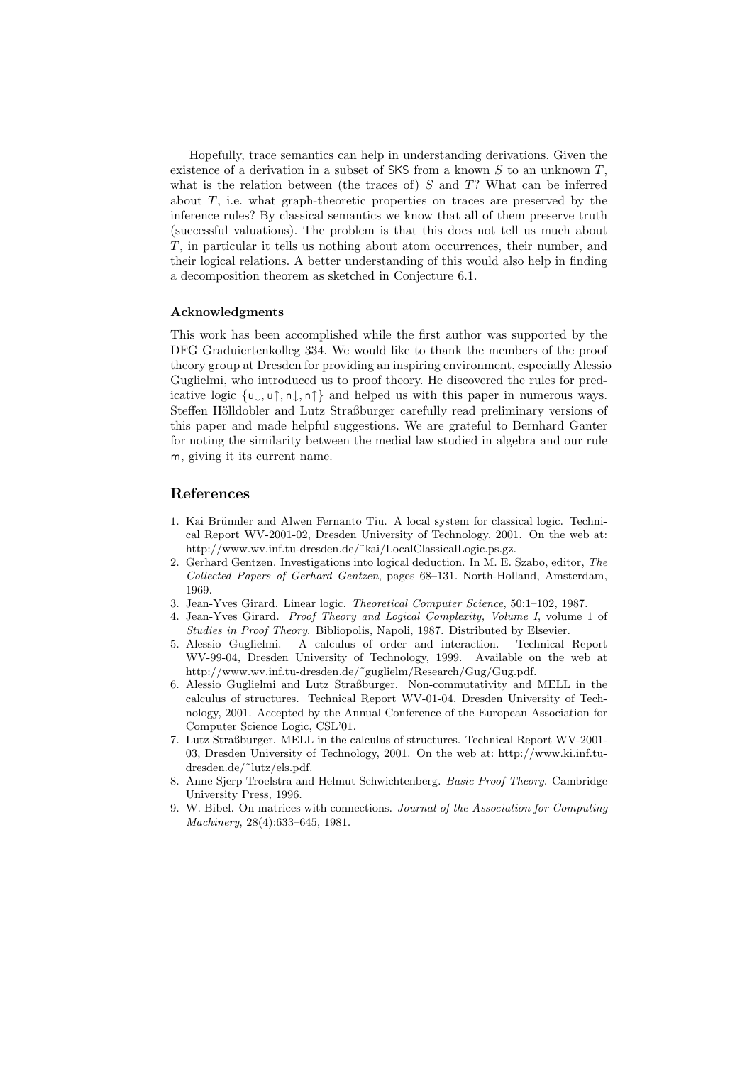Hopefully, trace semantics can help in understanding derivations. Given the existence of a derivation in a subset of SKS from a known $S$ to an unknown $T$, what is the relation between (the traces of) $S$ and $T$? What can be inferred about $T$, i.e. what graph-theoretic properties on traces are preserved by the inference rules? By classical semantics we know that all of them preserve truth (successful valuations). The problem is that this does not tell us much about $T$, in particular it tells us nothing about atom occurrences, their number, and their logical relations. A better understanding of this would also help in finding a decomposition theorem as sketched in Conjecture 6.1.

### Acknowledgments

This work has been accomplished while the first author was supported by the DFG Graduiertenkolleg 334. We would like to thank the members of the proof theory group at Dresden for providing an inspiring environment, especially Alessio Guglielmi, who introduced us to proof theory. He discovered the rules for predicative logic $\{\mathsf{u}{\downarrow}, \mathsf{u}{\uparrow}, \mathsf{n}{\downarrow}, \mathsf{n}{\uparrow}\}$ and helped us with this paper in numerous ways. Steffen Hölldobler and Lutz Straßburger carefully read preliminary versions of this paper and made helpful suggestions. We are grateful to Bernhard Ganter for noting the similarity between the medial law studied in algebra and our rule $\mathsf{m}$, giving it its current name.

## References

1. Kai Brünnler and Alwen Fernanto Tiu. A local system for classical logic. Technical Report WV-2001-02, Dresden University of Technology, 2001. On the web at: http://www.wv.inf.tu-dresden.de/~kai/LocalClassicalLogic.ps.gz.
2. Gerhard Gentzen. Investigations into logical deduction. In M. E. Szabo, editor, *The Collected Papers of Gerhard Gentzen*, pages 68–131. North-Holland, Amsterdam, 1969.
3. Jean-Yves Girard. Linear logic. *Theoretical Computer Science*, 50:1–102, 1987.
4. Jean-Yves Girard. *Proof Theory and Logical Complexity, Volume I*, volume 1 of *Studies in Proof Theory*. Bibliopolis, Napoli, 1987. Distributed by Elsevier.
5. Alessio Guglielmi. A calculus of order and interaction. Technical Report WV-99-04, Dresden University of Technology, 1999. Available on the web at http://www.wv.inf.tu-dresden.de/~guglielm/Research/Gug/Gug.pdf.
6. Alessio Guglielmi and Lutz Straßburger. Non-commutativity and MELL in the calculus of structures. Technical Report WV-01-04, Dresden University of Technology, 2001. Accepted by the Annual Conference of the European Association for Computer Science Logic, CSL'01.
7. Lutz Straßburger. MELL in the calculus of structures. Technical Report WV-2001-03, Dresden University of Technology, 2001. On the web at: http://www.ki.inf.tu-dresden.de/~lutz/els.pdf.
8. Anne Sjerp Troelstra and Helmut Schwichtenberg. *Basic Proof Theory*. Cambridge University Press, 1996.
9. W. Bibel. On matrices with connections. *Journal of the Association for Computing Machinery*, 28(4):633–645, 1981.